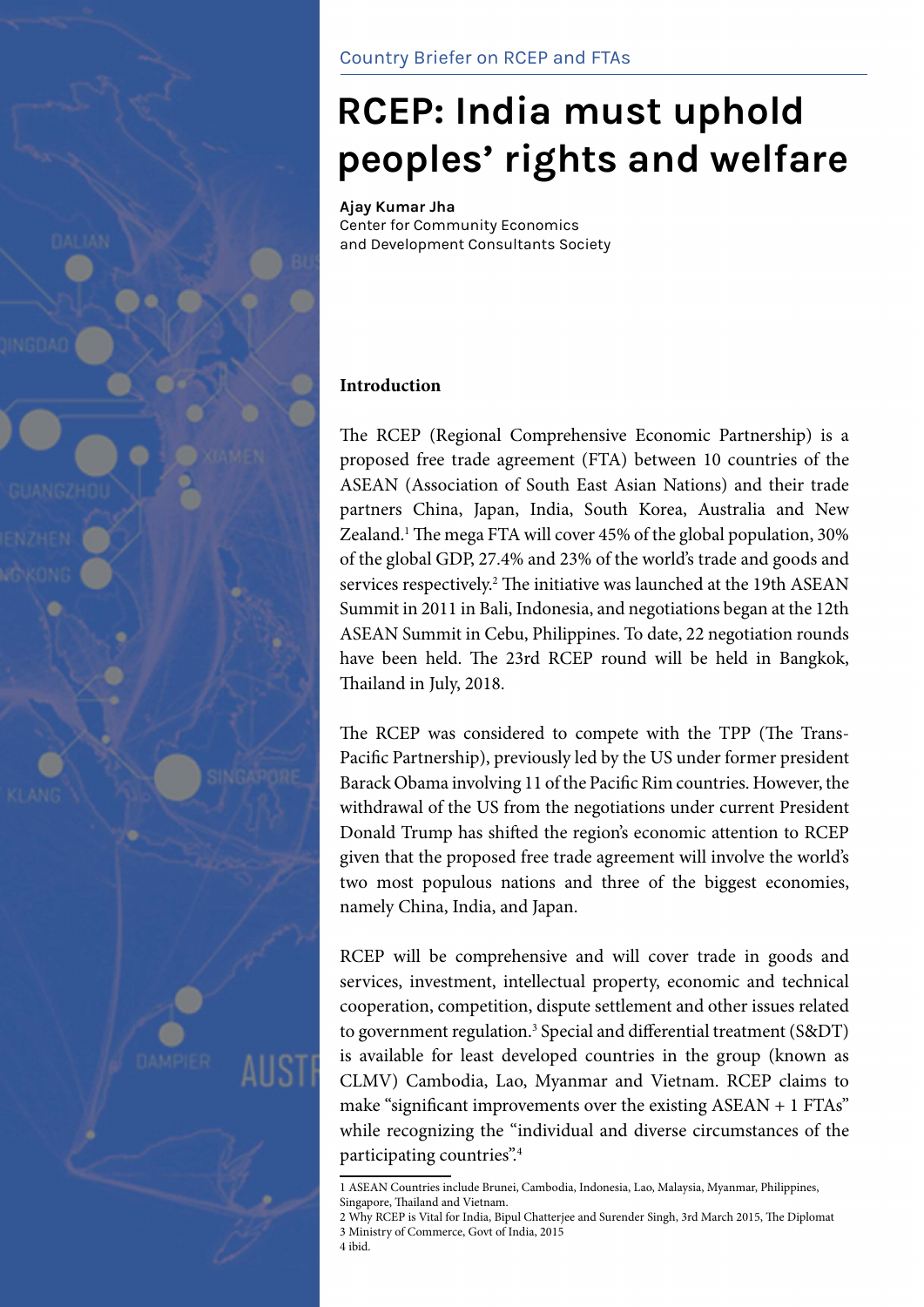Country Briefer on RCEP and FTAs

# RCEP: India must uphold peoples' rights and welfare

**Ajay Kumar Jha**
Center for Community Economics and Development Consultants Society

## Introduction

The RCEP (Regional Comprehensive Economic Partnership) is a proposed free trade agreement (FTA) between 10 countries of the ASEAN (Association of South East Asian Nations) and their trade partners China, Japan, India, South Korea, Australia and New Zealand.[1] The mega FTA will cover 45% of the global population, 30% of the global GDP, 27.4% and 23% of the world's trade and goods and services respectively.[2] The initiative was launched at the 19th ASEAN Summit in 2011 in Bali, Indonesia, and negotiations began at the 12th ASEAN Summit in Cebu, Philippines. To date, 22 negotiation rounds have been held. The 23rd RCEP round will be held in Bangkok, Thailand in July, 2018.

The RCEP was considered to compete with the TPP (The Trans-Pacific Partnership), previously led by the US under former president Barack Obama involving 11 of the Pacific Rim countries. However, the withdrawal of the US from the negotiations under current President Donald Trump has shifted the region's economic attention to RCEP given that the proposed free trade agreement will involve the world's two most populous nations and three of the biggest economies, namely China, India, and Japan.

RCEP will be comprehensive and will cover trade in goods and services, investment, intellectual property, economic and technical cooperation, competition, dispute settlement and other issues related to government regulation.[3] Special and differential treatment (S&DT) is available for least developed countries in the group (known as CLMV) Cambodia, Lao, Myanmar and Vietnam. RCEP claims to make "significant improvements over the existing ASEAN + 1 FTAs" while recognizing the "individual and diverse circumstances of the participating countries".[4]

---

1 ASEAN Countries include Brunei, Cambodia, Indonesia, Lao, Malaysia, Myanmar, Philippines, Singapore, Thailand and Vietnam.
2 Why RCEP is Vital for India, Bipul Chatterjee and Surender Singh, 3rd March 2015, The Diplomat
3 Ministry of Commerce, Govt of India, 2015
4 ibid.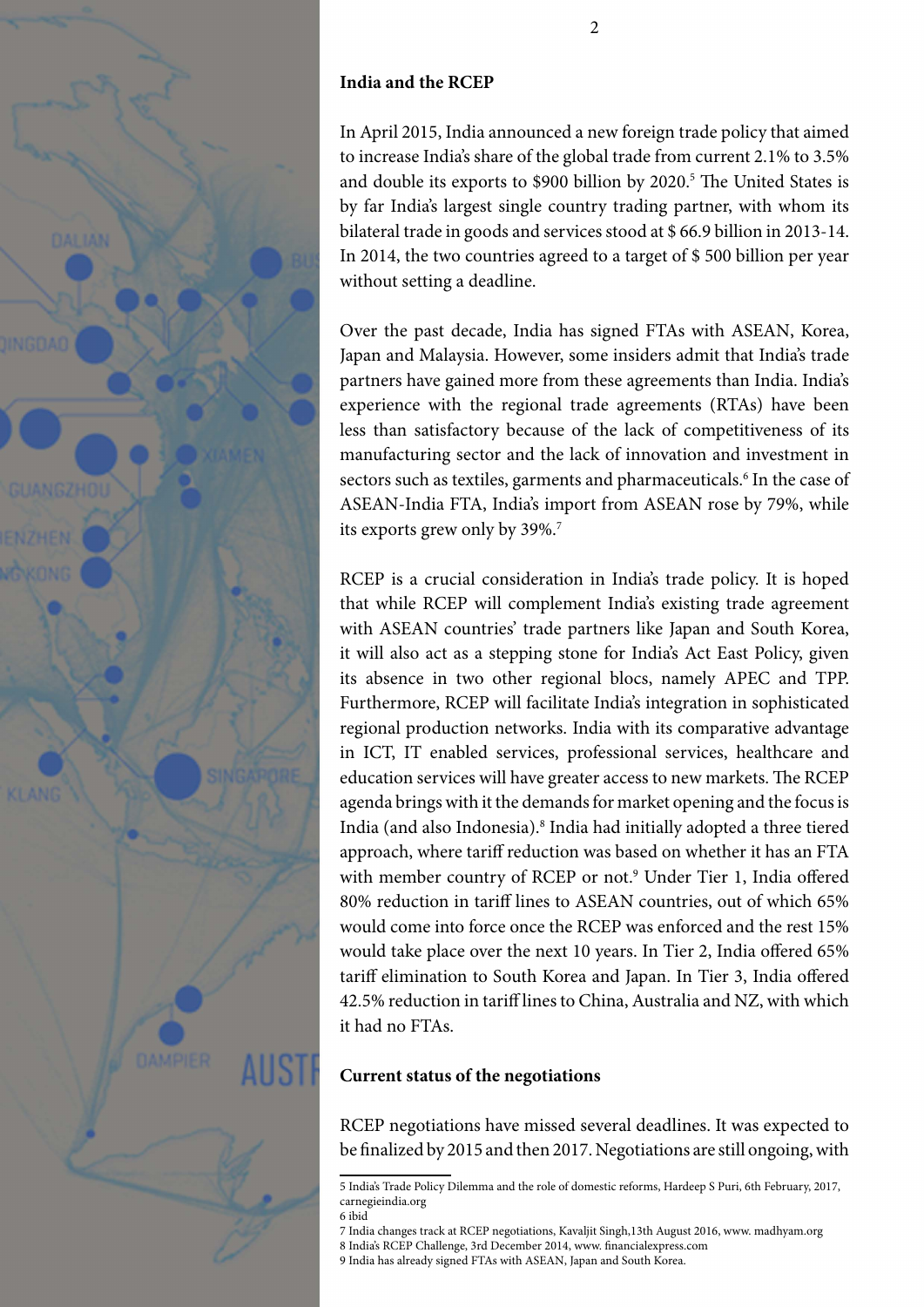## India and the RCEP

In April 2015, India announced a new foreign trade policy that aimed to increase India's share of the global trade from current 2.1% to 3.5% and double its exports to $900 billion by 2020.[5] The United States is by far India's largest single country trading partner, with whom its bilateral trade in goods and services stood at $ 66.9 billion in 2013-14. In 2014, the two countries agreed to a target of $ 500 billion per year without setting a deadline.

Over the past decade, India has signed FTAs with ASEAN, Korea, Japan and Malaysia. However, some insiders admit that India's trade partners have gained more from these agreements than India. India's experience with the regional trade agreements (RTAs) have been less than satisfactory because of the lack of competitiveness of its manufacturing sector and the lack of innovation and investment in sectors such as textiles, garments and pharmaceuticals.[6] In the case of ASEAN-India FTA, India's import from ASEAN rose by 79%, while its exports grew only by 39%.[7]

RCEP is a crucial consideration in India's trade policy. It is hoped that while RCEP will complement India's existing trade agreement with ASEAN countries' trade partners like Japan and South Korea, it will also act as a stepping stone for India's Act East Policy, given its absence in two other regional blocs, namely APEC and TPP. Furthermore, RCEP will facilitate India's integration in sophisticated regional production networks. India with its comparative advantage in ICT, IT enabled services, professional services, healthcare and education services will have greater access to new markets. The RCEP agenda brings with it the demands for market opening and the focus is India (and also Indonesia).[8] India had initially adopted a three tiered approach, where tariff reduction was based on whether it has an FTA with member country of RCEP or not.[9] Under Tier 1, India offered 80% reduction in tariff lines to ASEAN countries, out of which 65% would come into force once the RCEP was enforced and the rest 15% would take place over the next 10 years. In Tier 2, India offered 65% tariff elimination to South Korea and Japan. In Tier 3, India offered 42.5% reduction in tariff lines to China, Australia and NZ, with which it had no FTAs.

## Current status of the negotiations

RCEP negotiations have missed several deadlines. It was expected to be finalized by 2015 and then 2017. Negotiations are still ongoing, with

---

5 India's Trade Policy Dilemma and the role of domestic reforms, Hardeep S Puri, 6th February, 2017, carnegieindia.org
6 ibid
7 India changes track at RCEP negotiations, Kavaljit Singh,13th August 2016, www. madhyam.org
8 India's RCEP Challenge, 3rd December 2014, www. financialexpress.com
9 India has already signed FTAs with ASEAN, Japan and South Korea.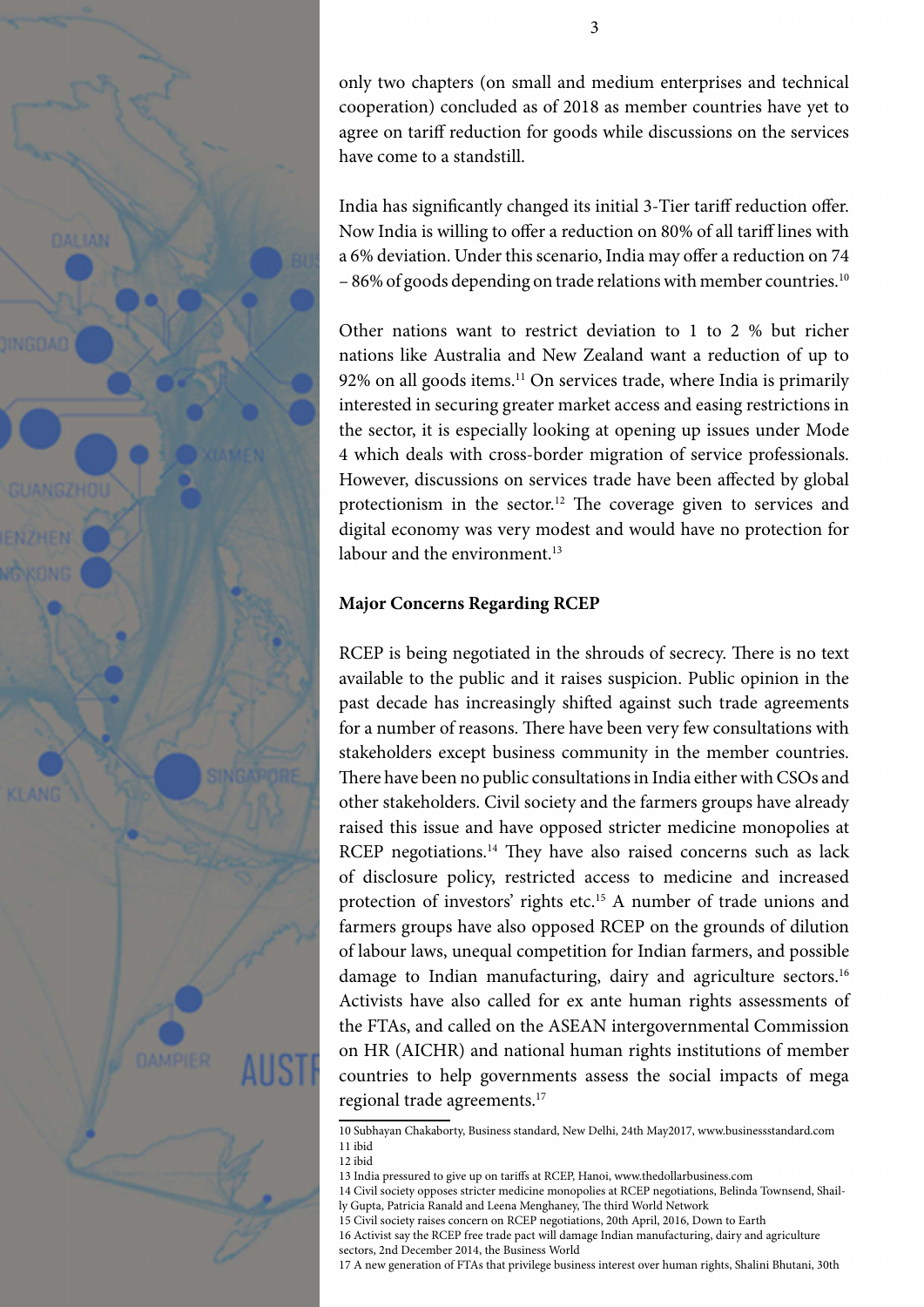only two chapters (on small and medium enterprises and technical cooperation) concluded as of 2018 as member countries have yet to agree on tariff reduction for goods while discussions on the services have come to a standstill.

India has significantly changed its initial 3-Tier tariff reduction offer. Now India is willing to offer a reduction on 80% of all tariff lines with a 6% deviation. Under this scenario, India may offer a reduction on 74 – 86% of goods depending on trade relations with member countries.[10]

Other nations want to restrict deviation to 1 to 2 % but richer nations like Australia and New Zealand want a reduction of up to 92% on all goods items.[11] On services trade, where India is primarily interested in securing greater market access and easing restrictions in the sector, it is especially looking at opening up issues under Mode 4 which deals with cross-border migration of service professionals. However, discussions on services trade have been affected by global protectionism in the sector.[12] The coverage given to services and digital economy was very modest and would have no protection for labour and the environment.[13]

**Major Concerns Regarding RCEP**

RCEP is being negotiated in the shrouds of secrecy. There is no text available to the public and it raises suspicion. Public opinion in the past decade has increasingly shifted against such trade agreements for a number of reasons. There have been very few consultations with stakeholders except business community in the member countries. There have been no public consultations in India either with CSOs and other stakeholders. Civil society and the farmers groups have already raised this issue and have opposed stricter medicine monopolies at RCEP negotiations.[14] They have also raised concerns such as lack of disclosure policy, restricted access to medicine and increased protection of investors' rights etc.[15] A number of trade unions and farmers groups have also opposed RCEP on the grounds of dilution of labour laws, unequal competition for Indian farmers, and possible damage to Indian manufacturing, dairy and agriculture sectors.[16] Activists have also called for ex ante human rights assessments of the FTAs, and called on the ASEAN intergovernmental Commission on HR (AICHR) and national human rights institutions of member countries to help governments assess the social impacts of mega regional trade agreements.[17]

---

10 Subhayan Chakaborty, Business standard, New Delhi, 24th May2017, www.businessstandard.com
11 ibid
12 ibid
13 India pressured to give up on tariffs at RCEP, Hanoi, www.thedollarbusiness.com
14 Civil society opposes stricter medicine monopolies at RCEP negotiations, Belinda Townsend, Shailly Gupta, Patricia Ranald and Leena Menghaney, The third World Network
15 Civil society raises concern on RCEP negotiations, 20th April, 2016, Down to Earth
16 Activist say the RCEP free trade pact will damage Indian manufacturing, dairy and agriculture sectors, 2nd December 2014, the Business World
17 A new generation of FTAs that privilege business interest over human rights, Shalini Bhutani, 30th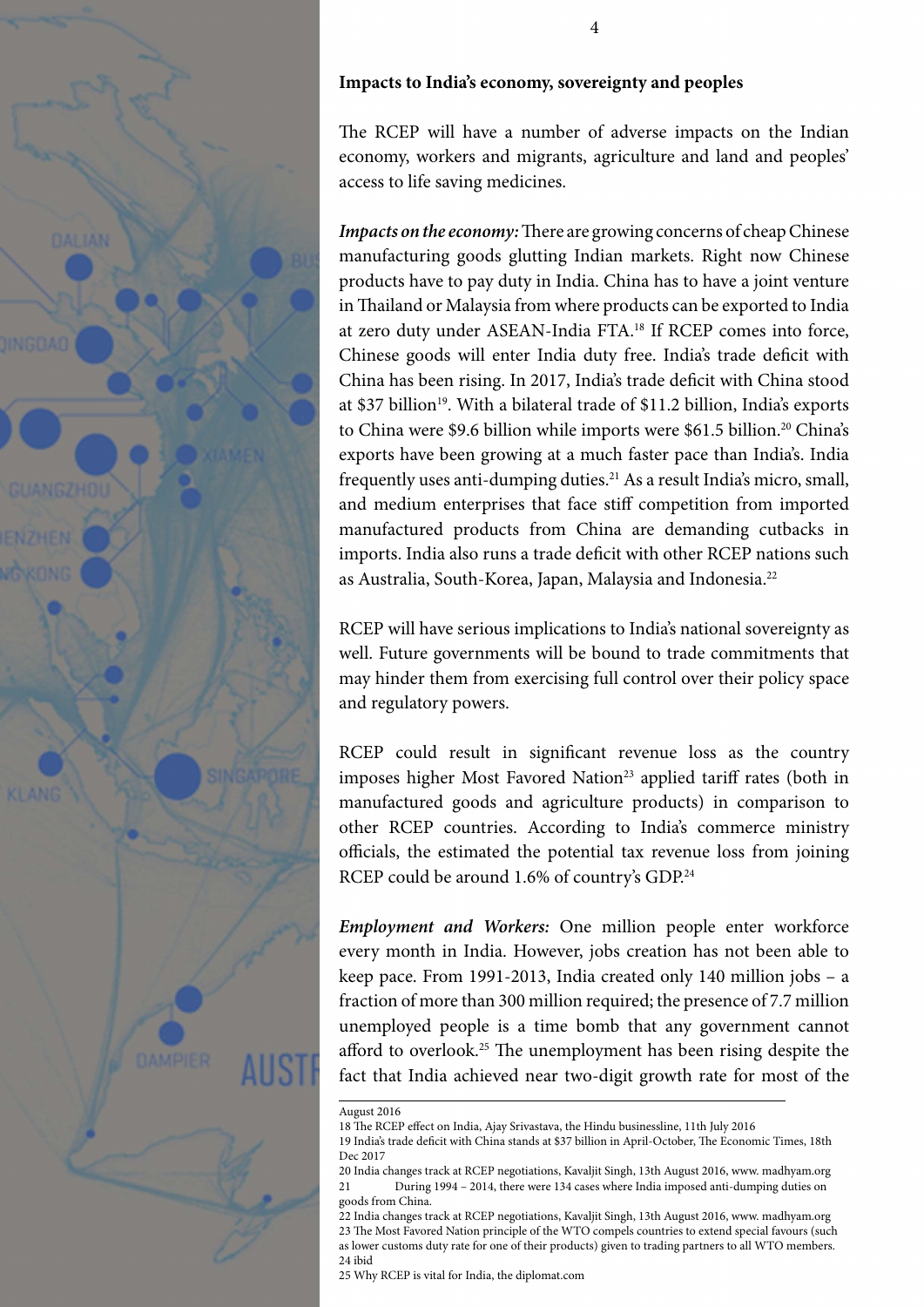**Impacts to India's economy, sovereignty and peoples**

The RCEP will have a number of adverse impacts on the Indian economy, workers and migrants, agriculture and land and peoples' access to life saving medicines.

***Impacts on the economy:*** There are growing concerns of cheap Chinese manufacturing goods glutting Indian markets. Right now Chinese products have to pay duty in India. China has to have a joint venture in Thailand or Malaysia from where products can be exported to India at zero duty under ASEAN-India FTA.[18] If RCEP comes into force, Chinese goods will enter India duty free. India's trade deficit with China has been rising. In 2017, India's trade deficit with China stood at $37 billion[19]. With a bilateral trade of $11.2 billion, India's exports to China were $9.6 billion while imports were $61.5 billion.[20] China's exports have been growing at a much faster pace than India's. India frequently uses anti-dumping duties.[21] As a result India's micro, small, and medium enterprises that face stiff competition from imported manufactured products from China are demanding cutbacks in imports. India also runs a trade deficit with other RCEP nations such as Australia, South-Korea, Japan, Malaysia and Indonesia.[22]

RCEP will have serious implications to India's national sovereignty as well. Future governments will be bound to trade commitments that may hinder them from exercising full control over their policy space and regulatory powers.

RCEP could result in significant revenue loss as the country imposes higher Most Favored Nation[23] applied tariff rates (both in manufactured goods and agriculture products) in comparison to other RCEP countries. According to India's commerce ministry officials, the estimated the potential tax revenue loss from joining RCEP could be around 1.6% of country's GDP.[24]

***Employment and Workers:*** One million people enter workforce every month in India. However, jobs creation has not been able to keep pace. From 1991-2013, India created only 140 million jobs – a fraction of more than 300 million required; the presence of 7.7 million unemployed people is a time bomb that any government cannot afford to overlook.[25] The unemployment has been rising despite the fact that India achieved near two-digit growth rate for most of the

---

August 2016

18 The RCEP effect on India, Ajay Srivastava, the Hindu businessline, 11th July 2016

19 India's trade deficit with China stands at $37 billion in April-October, The Economic Times, 18th Dec 2017

20 India changes track at RCEP negotiations, Kavaljit Singh, 13th August 2016, www. madhyam.org

21 During 1994 – 2014, there were 134 cases where India imposed anti-dumping duties on goods from China.

22 India changes track at RCEP negotiations, Kavaljit Singh, 13th August 2016, www. madhyam.org

23 The Most Favored Nation principle of the WTO compels countries to extend special favours (such as lower customs duty rate for one of their products) given to trading partners to all WTO members.

24 ibid

25 Why RCEP is vital for India, the diplomat.com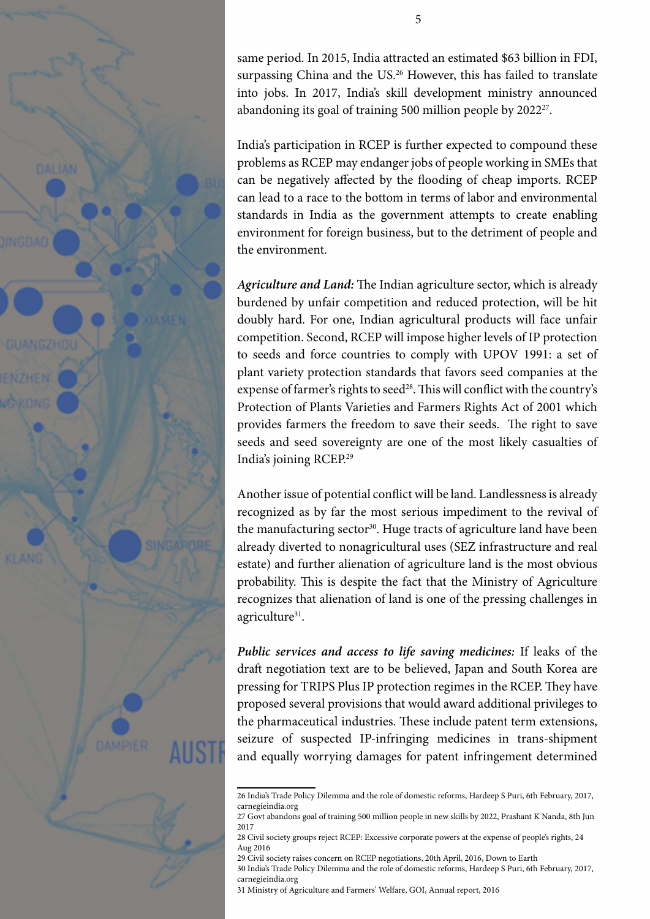same period. In 2015, India attracted an estimated $63 billion in FDI, surpassing China and the US.[26] However, this has failed to translate into jobs. In 2017, India's skill development ministry announced abandoning its goal of training 500 million people by 2022[27].

India's participation in RCEP is further expected to compound these problems as RCEP may endanger jobs of people working in SMEs that can be negatively affected by the flooding of cheap imports. RCEP can lead to a race to the bottom in terms of labor and environmental standards in India as the government attempts to create enabling environment for foreign business, but to the detriment of people and the environment.

***Agriculture and Land:*** The Indian agriculture sector, which is already burdened by unfair competition and reduced protection, will be hit doubly hard. For one, Indian agricultural products will face unfair competition. Second, RCEP will impose higher levels of IP protection to seeds and force countries to comply with UPOV 1991: a set of plant variety protection standards that favors seed companies at the expense of farmer's rights to seed[28]. This will conflict with the country's Protection of Plants Varieties and Farmers Rights Act of 2001 which provides farmers the freedom to save their seeds. The right to save seeds and seed sovereignty are one of the most likely casualties of India's joining RCEP.[29]

Another issue of potential conflict will be land. Landlessness is already recognized as by far the most serious impediment to the revival of the manufacturing sector[30]. Huge tracts of agriculture land have been already diverted to nonagricultural uses (SEZ infrastructure and real estate) and further alienation of agriculture land is the most obvious probability. This is despite the fact that the Ministry of Agriculture recognizes that alienation of land is one of the pressing challenges in agriculture[31].

***Public services and access to life saving medicines:*** If leaks of the draft negotiation text are to be believed, Japan and South Korea are pressing for TRIPS Plus IP protection regimes in the RCEP. They have proposed several provisions that would award additional privileges to the pharmaceutical industries. These include patent term extensions, seizure of suspected IP-infringing medicines in trans-shipment and equally worrying damages for patent infringement determined

---

26 India's Trade Policy Dilemma and the role of domestic reforms, Hardeep S Puri, 6th February, 2017, carnegieindia.org

27 Govt abandons goal of training 500 million people in new skills by 2022, Prashant K Nanda, 8th Jun 2017

28 Civil society groups reject RCEP: Excessive corporate powers at the expense of people's rights, 24 Aug 2016

29 Civil society raises concern on RCEP negotiations, 20th April, 2016, Down to Earth

30 India's Trade Policy Dilemma and the role of domestic reforms, Hardeep S Puri, 6th February, 2017, carnegieindia.org

31 Ministry of Agriculture and Farmers' Welfare, GOI, Annual report, 2016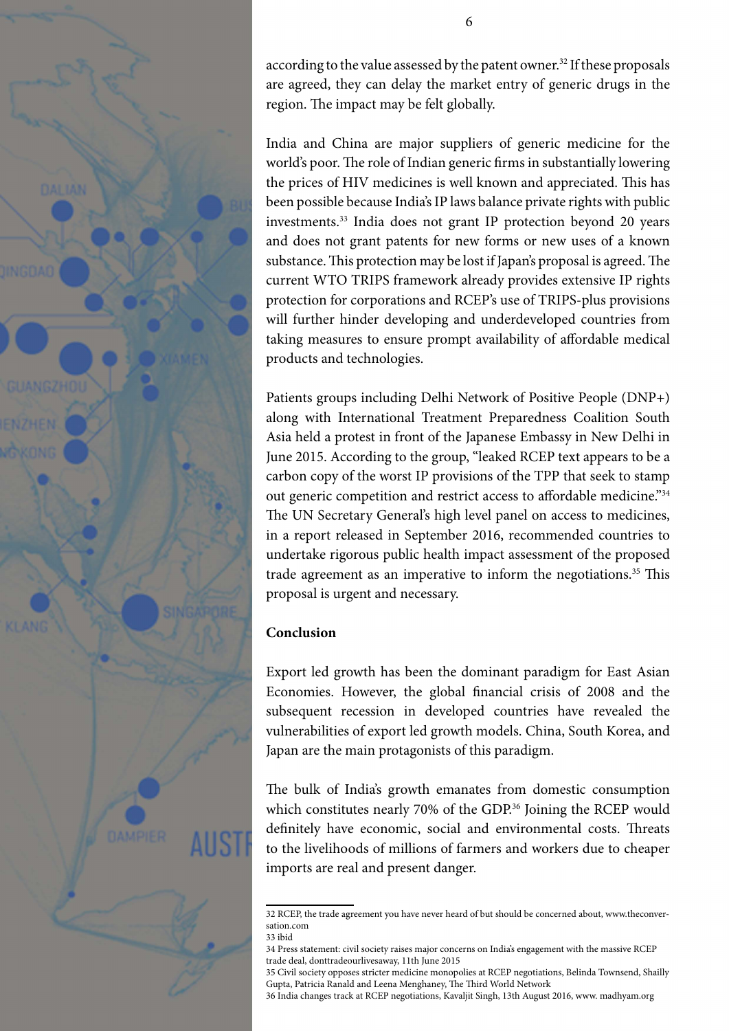according to the value assessed by the patent owner.[32] If these proposals are agreed, they can delay the market entry of generic drugs in the region. The impact may be felt globally.

India and China are major suppliers of generic medicine for the world's poor. The role of Indian generic firms in substantially lowering the prices of HIV medicines is well known and appreciated. This has been possible because India's IP laws balance private rights with public investments.[33] India does not grant IP protection beyond 20 years and does not grant patents for new forms or new uses of a known substance. This protection may be lost if Japan's proposal is agreed. The current WTO TRIPS framework already provides extensive IP rights protection for corporations and RCEP's use of TRIPS-plus provisions will further hinder developing and underdeveloped countries from taking measures to ensure prompt availability of affordable medical products and technologies.

Patients groups including Delhi Network of Positive People (DNP+) along with International Treatment Preparedness Coalition South Asia held a protest in front of the Japanese Embassy in New Delhi in June 2015. According to the group, "leaked RCEP text appears to be a carbon copy of the worst IP provisions of the TPP that seek to stamp out generic competition and restrict access to affordable medicine."[34] The UN Secretary General's high level panel on access to medicines, in a report released in September 2016, recommended countries to undertake rigorous public health impact assessment of the proposed trade agreement as an imperative to inform the negotiations.[35] This proposal is urgent and necessary.

**Conclusion**

Export led growth has been the dominant paradigm for East Asian Economies. However, the global financial crisis of 2008 and the subsequent recession in developed countries have revealed the vulnerabilities of export led growth models. China, South Korea, and Japan are the main protagonists of this paradigm.

The bulk of India's growth emanates from domestic consumption which constitutes nearly 70% of the GDP.[36] Joining the RCEP would definitely have economic, social and environmental costs. Threats to the livelihoods of millions of farmers and workers due to cheaper imports are real and present danger.

---

32 RCEP, the trade agreement you have never heard of but should be concerned about, www.theconversation.com

33 ibid

34 Press statement: civil society raises major concerns on India's engagement with the massive RCEP trade deal, donttradeourlivesaway, 11th June 2015

35 Civil society opposes stricter medicine monopolies at RCEP negotiations, Belinda Townsend, Shailly Gupta, Patricia Ranald and Leena Menghaney, The Third World Network

36 India changes track at RCEP negotiations, Kavaljit Singh, 13th August 2016, www. madhyam.org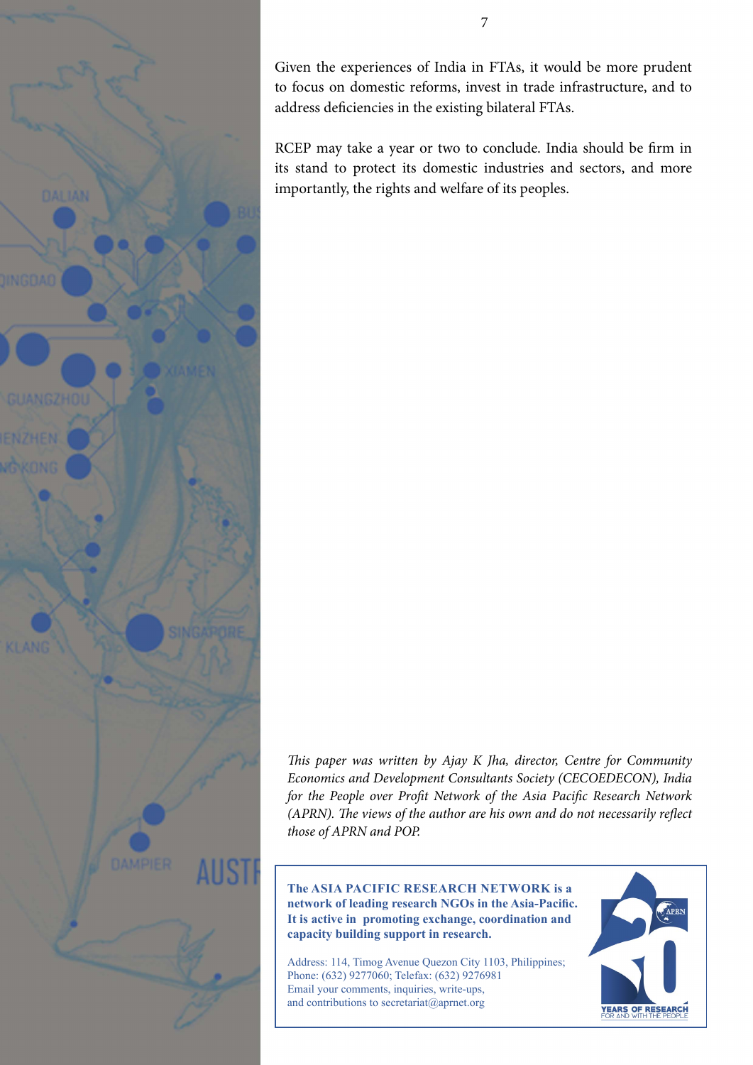Given the experiences of India in FTAs, it would be more prudent to focus on domestic reforms, invest in trade infrastructure, and to address deficiencies in the existing bilateral FTAs.

RCEP may take a year or two to conclude. India should be firm in its stand to protect its domestic industries and sectors, and more importantly, the rights and welfare of its peoples.

*This paper was written by Ajay K Jha, director, Centre for Community Economics and Development Consultants Society (CECOEDECON), India for the People over Profit Network of the Asia Pacific Research Network (APRN). The views of the author are his own and do not necessarily reflect those of APRN and POP.*

**The ASIA PACIFIC RESEARCH NETWORK is a network of leading research NGOs in the Asia-Pacific. It is active in promoting exchange, coordination and capacity building support in research.**

Address: 114, Timog Avenue Quezon City 1103, Philippines;
Phone: (632) 9277060; Telefax: (632) 9276981
Email your comments, inquiries, write-ups,
and contributions to secretariat@aprnet.org

APRN 20 YEARS OF RESEARCH FOR AND WITH THE PEOPLE